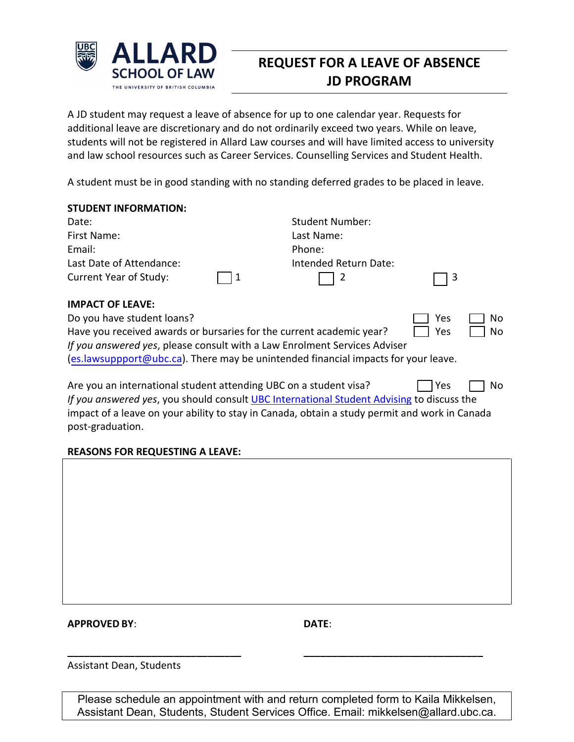**ALLARD SCHOOL OF LAW**
THE UNIVERSITY OF BRITISH COLUMBIA

# REQUEST FOR A LEAVE OF ABSENCE JD PROGRAM

A JD student may request a leave of absence for up to one calendar year. Requests for additional leave are discretionary and do not ordinarily exceed two years. While on leave, students will not be registered in Allard Law courses and will have limited access to university and law school resources such as Career Services. Counselling Services and Student Health.

A student must be in good standing with no standing deferred grades to be placed in leave.

**STUDENT INFORMATION:**

Date: Student Number:
First Name: Last Name:
Email: Phone:
Last Date of Attendance: Intended Return Date:
Current Year of Study: ☐ 1 ☐ 2 ☐ 3

**IMPACT OF LEAVE:**

Do you have student loans? ☐ Yes ☐ No
Have you received awards or bursaries for the current academic year? ☐ Yes ☐ No
*If you answered yes*, please consult with a Law Enrolment Services Adviser (es.lawsuppport@ubc.ca). There may be unintended financial impacts for your leave.

Are you an international student attending UBC on a student visa? ☐ Yes ☐ No
*If you answered yes*, you should consult UBC International Student Advising to discuss the impact of a leave on your ability to stay in Canada, obtain a study permit and work in Canada post-graduation.

**REASONS FOR REQUESTING A LEAVE:**

**APPROVED BY**: **DATE**:

\_\_\_\_\_\_\_\_\_\_\_\_\_\_\_\_\_\_\_\_\_\_\_\_\_\_\_\_ \_\_\_\_\_\_\_\_\_\_\_\_\_\_\_\_\_\_\_\_\_\_\_\_\_\_\_\_

Assistant Dean, Students

Please schedule an appointment with and return completed form to Kaila Mikkelsen, Assistant Dean, Students, Student Services Office. Email: mikkelsen@allard.ubc.ca.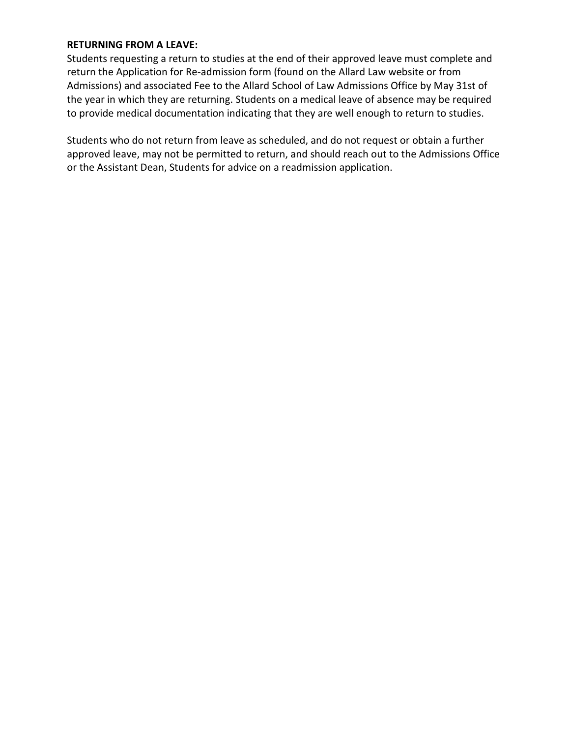**RETURNING FROM A LEAVE:**

Students requesting a return to studies at the end of their approved leave must complete and return the Application for Re-admission form (found on the Allard Law website or from Admissions) and associated Fee to the Allard School of Law Admissions Office by May 31st of the year in which they are returning. Students on a medical leave of absence may be required to provide medical documentation indicating that they are well enough to return to studies.

Students who do not return from leave as scheduled, and do not request or obtain a further approved leave, may not be permitted to return, and should reach out to the Admissions Office or the Assistant Dean, Students for advice on a readmission application.